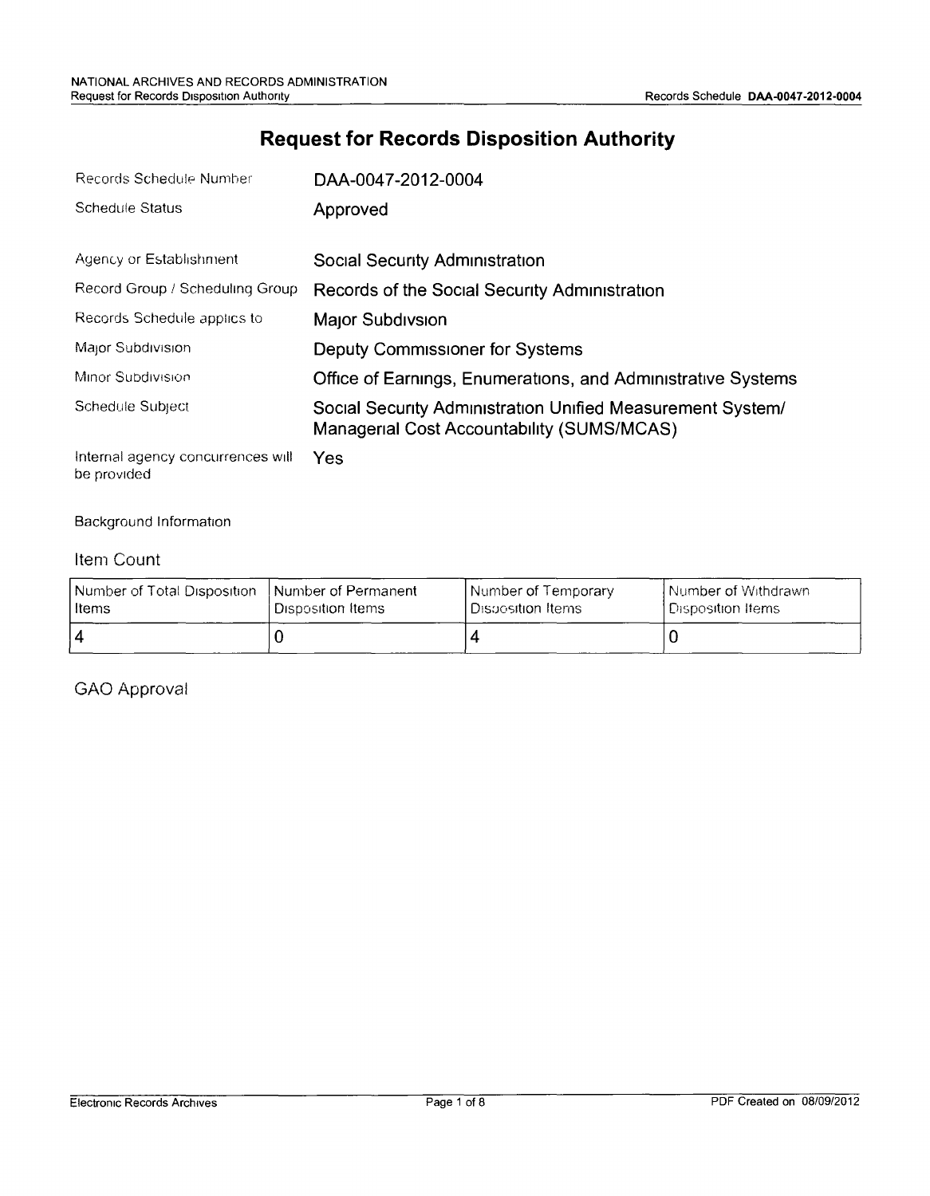# Request for Records Disposition Authority

| | |
|---|---|
| Records Schedule Number | DAA-0047-2012-0004 |
| Schedule Status | Approved |
| Agency or Establishment | Social Security Administration |
| Record Group / Scheduling Group | Records of the Social Security Administration |
| Records Schedule applies to | Major Subdivsion |
| Major Subdivision | Deputy Commissioner for Systems |
| Minor Subdivision | Office of Earnings, Enumerations, and Administrative Systems |
| Schedule Subject | Social Security Administration Unified Measurement System/ Managerial Cost Accountability (SUMS/MCAS) |
| Internal agency concurrences will be provided | Yes |

Background Information

## Item Count

| Number of Total Disposition Items | Number of Permanent Disposition Items | Number of Temporary Disposition Items | Number of Withdrawn Disposition Items |
|---|---|---|---|
| 4 | 0 | 4 | 0 |

## GAO Approval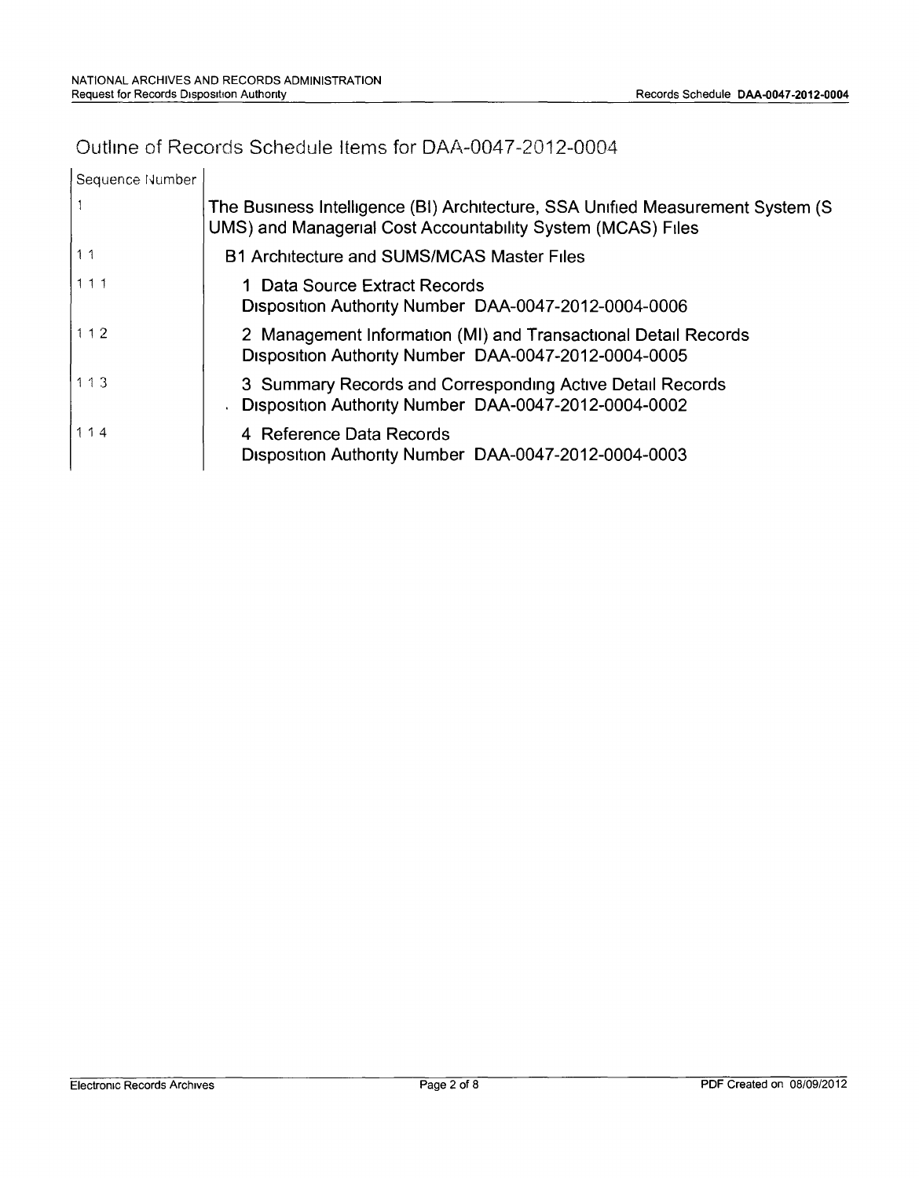# Outline of Records Schedule Items for DAA-0047-2012-0004

| Sequence Number | |
|---|---|
| 1 | The Business Intelligence (BI) Architecture, SSA Unified Measurement System (S UMS) and Managerial Cost Accountability System (MCAS) Files |
| 1 1 | B1 Architecture and SUMS/MCAS Master Files |
| 1 1 1 | 1 Data Source Extract Records<br>Disposition Authority Number DAA-0047-2012-0004-0006 |
| 1 1 2 | 2 Management Information (MI) and Transactional Detail Records<br>Disposition Authority Number DAA-0047-2012-0004-0005 |
| 1 1 3 | 3 Summary Records and Corresponding Active Detail Records<br>Disposition Authority Number DAA-0047-2012-0004-0002 |
| 1 1 4 | 4 Reference Data Records<br>Disposition Authority Number DAA-0047-2012-0004-0003 |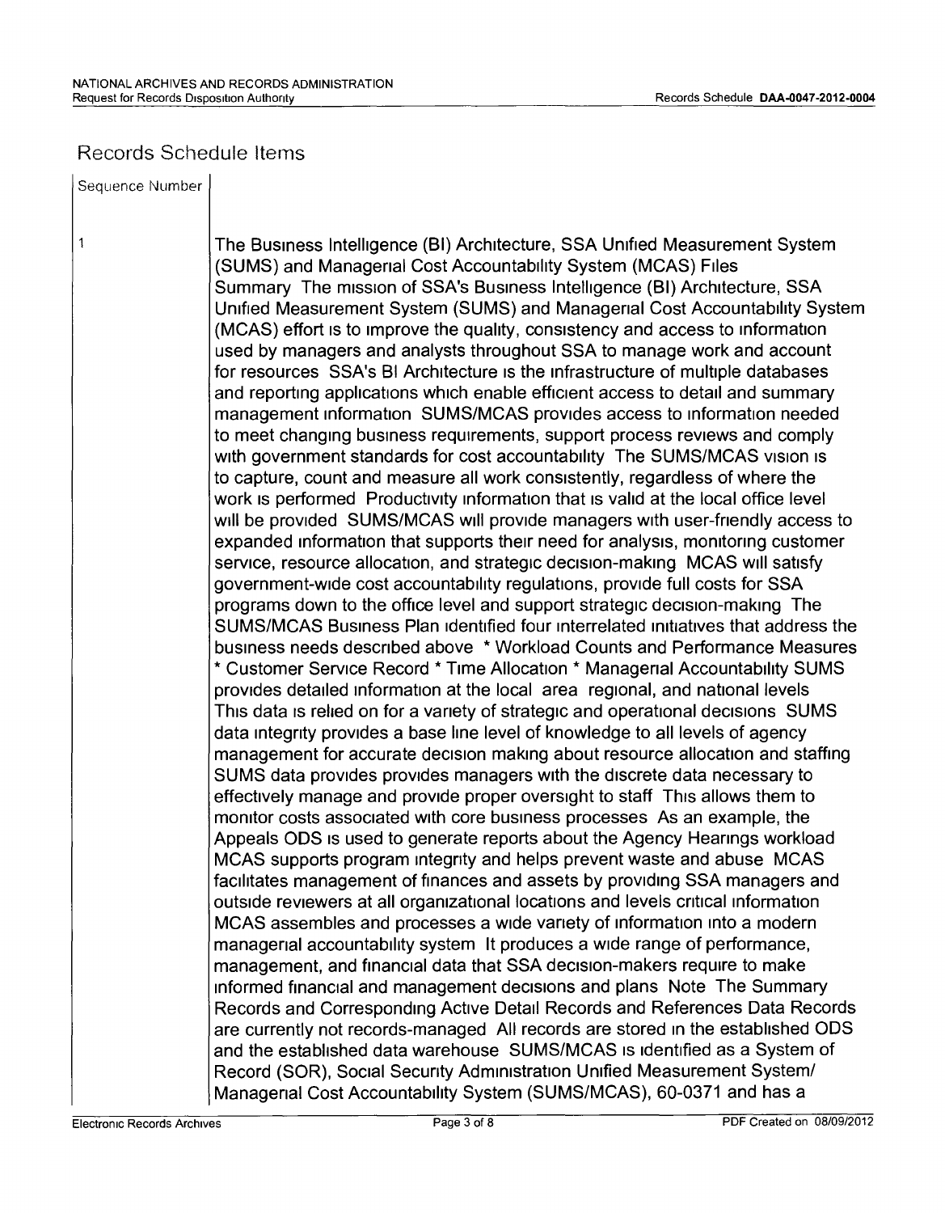## Records Schedule Items

| Sequence Number | |
|---|---|
| 1 | The Business Intelligence (BI) Architecture, SSA Unified Measurement System (SUMS) and Managerial Cost Accountability System (MCAS) Files<br>Summary The mission of SSA's Business Intelligence (BI) Architecture, SSA Unified Measurement System (SUMS) and Managerial Cost Accountability System (MCAS) effort is to improve the quality, consistency and access to information used by managers and analysts throughout SSA to manage work and account for resources SSA's BI Architecture is the infrastructure of multiple databases and reporting applications which enable efficient access to detail and summary management information SUMS/MCAS provides access to information needed to meet changing business requirements, support process reviews and comply with government standards for cost accountability The SUMS/MCAS vision is to capture, count and measure all work consistently, regardless of where the work is performed Productivity information that is valid at the local office level will be provided SUMS/MCAS will provide managers with user-friendly access to expanded information that supports their need for analysis, monitoring customer service, resource allocation, and strategic decision-making MCAS will satisfy government-wide cost accountability regulations, provide full costs for SSA programs down to the office level and support strategic decision-making The SUMS/MCAS Business Plan identified four interrelated initiatives that address the business needs described above * Workload Counts and Performance Measures * Customer Service Record * Time Allocation * Managerial Accountability SUMS provides detailed information at the local area regional, and national levels This data is relied on for a variety of strategic and operational decisions SUMS data integrity provides a base line level of knowledge to all levels of agency management for accurate decision making about resource allocation and staffing SUMS data provides provides managers with the discrete data necessary to effectively manage and provide proper oversight to staff This allows them to monitor costs associated with core business processes As an example, the Appeals ODS is used to generate reports about the Agency Hearings workload MCAS supports program integrity and helps prevent waste and abuse MCAS facilitates management of finances and assets by providing SSA managers and outside reviewers at all organizational locations and levels critical information MCAS assembles and processes a wide variety of information into a modern managerial accountability system It produces a wide range of performance, management, and financial data that SSA decision-makers require to make informed financial and management decisions and plans Note The Summary Records and Corresponding Active Detail Records and References Data Records are currently not records-managed All records are stored in the established ODS and the established data warehouse SUMS/MCAS is identified as a System of Record (SOR), Social Security Administration Unified Measurement System/ Managerial Cost Accountability System (SUMS/MCAS), 60-0371 and has a |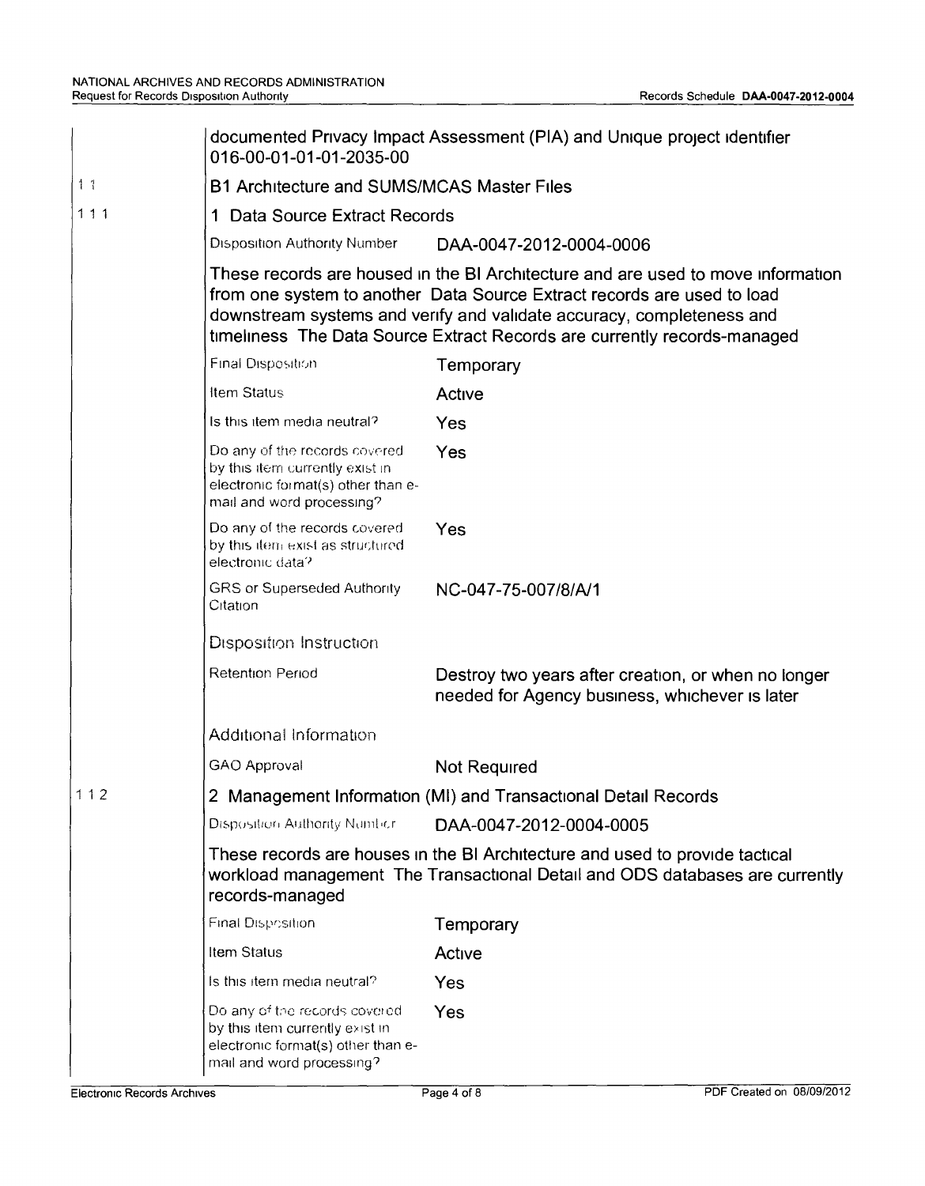documented Privacy Impact Assessment (PIA) and Unique project identifier 016-00-01-01-01-2035-00

1 1 **B1 Architecture and SUMS/MCAS Master Files**

1 1 1 **1 Data Source Extract Records**

| | |
|---|---|
| Disposition Authority Number | DAA-0047-2012-0004-0006 |

These records are housed in the BI Architecture and are used to move information from one system to another Data Source Extract records are used to load downstream systems and verify and validate accuracy, completeness and timeliness The Data Source Extract Records are currently records-managed

| | |
|---|---|
| Final Disposition | Temporary |
| Item Status | Active |
| Is this item media neutral? | Yes |
| Do any of the records covered by this item currently exist in electronic format(s) other than e-mail and word processing? | Yes |
| Do any of the records covered by this item exist as structured electronic data? | Yes |
| GRS or Superseded Authority Citation | NC-047-75-007/8/A/1 |

Disposition Instruction

| | |
|---|---|
| Retention Period | Destroy two years after creation, or when no longer needed for Agency business, whichever is later |

Additional Information

| | |
|---|---|
| GAO Approval | Not Required |

1 1 2 **2 Management Information (MI) and Transactional Detail Records**

| | |
|---|---|
| Disposition Authority Number | DAA-0047-2012-0004-0005 |

These records are houses in the BI Architecture and used to provide tactical workload management The Transactional Detail and ODS databases are currently records-managed

| | |
|---|---|
| Final Disposition | Temporary |
| Item Status | Active |
| Is this item media neutral? | Yes |
| Do any of the records covered by this item currently exist in electronic format(s) other than e-mail and word processing? | Yes |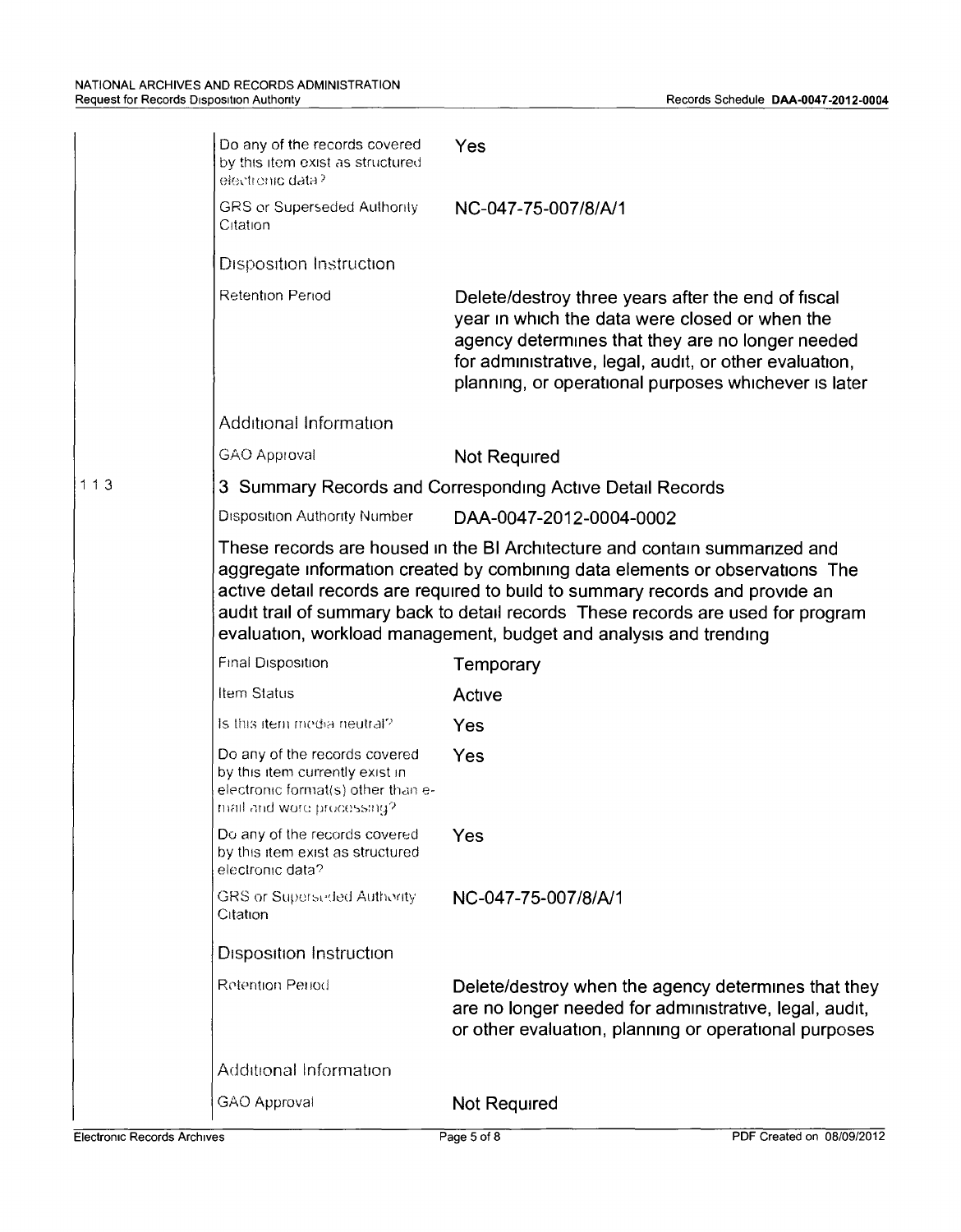| | | |
|---|---|---|
| | Do any of the records covered by this item exist as structured electronic data? | Yes |
| | GRS or Superseded Authority Citation | NC-047-75-007/8/A/1 |
| | **Disposition Instruction** | |
| | Retention Period | Delete/destroy three years after the end of fiscal year in which the data were closed or when the agency determines that they are no longer needed for administrative, legal, audit, or other evaluation, planning, or operational purposes whichever is later |
| | **Additional Information** | |
| | GAO Approval | Not Required |
| 1 1 3 | **3 Summary Records and Corresponding Active Detail Records** | |
| | Disposition Authority Number | DAA-0047-2012-0004-0002 |
| | These records are housed in the BI Architecture and contain summarized and aggregate information created by combining data elements or observations The active detail records are required to build to summary records and provide an audit trail of summary back to detail records These records are used for program evaluation, workload management, budget and analysis and trending | |
| | Final Disposition | Temporary |
| | Item Status | Active |
| | Is this item media neutral? | Yes |
| | Do any of the records covered by this item currently exist in electronic format(s) other than e-mail and word processing? | Yes |
| | Do any of the records covered by this item exist as structured electronic data? | Yes |
| | GRS or Superseded Authority Citation | NC-047-75-007/8/A/1 |
| | **Disposition Instruction** | |
| | Retention Period | Delete/destroy when the agency determines that they are no longer needed for administrative, legal, audit, or other evaluation, planning or operational purposes |
| | **Additional Information** | |
| | GAO Approval | Not Required |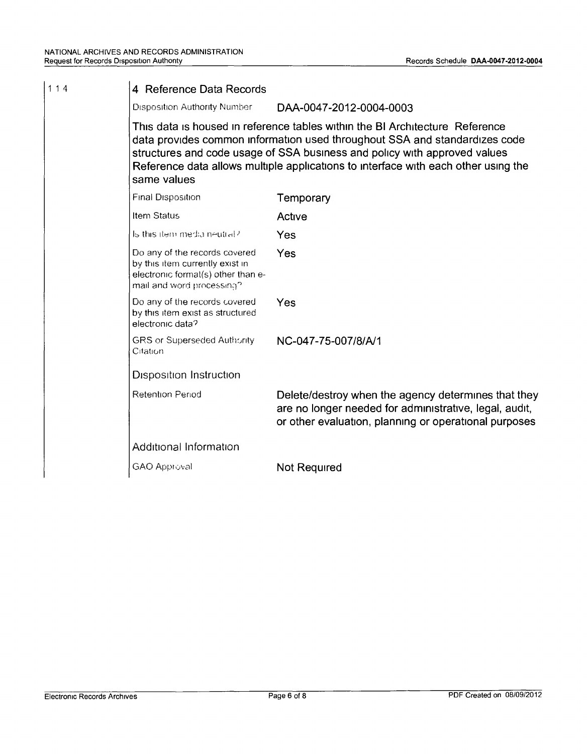1 1 4

## 4 Reference Data Records

Disposition Authority Number: DAA-0047-2012-0004-0003

This data is housed in reference tables within the BI Architecture Reference data provides common information used throughout SSA and standardizes code structures and code usage of SSA business and policy with approved values Reference data allows multiple applications to interface with each other using the same values

| | |
|---|---|
| Final Disposition | Temporary |
| Item Status | Active |
| Is this item media neutral? | Yes |
| Do any of the records covered by this item currently exist in electronic format(s) other than e-mail and word processing? | Yes |
| Do any of the records covered by this item exist as structured electronic data? | Yes |
| GRS or Superseded Authority Citation | NC-047-75-007/8/A/1 |

### Disposition Instruction

| | |
|---|---|
| Retention Period | Delete/destroy when the agency determines that they are no longer needed for administrative, legal, audit, or other evaluation, planning or operational purposes |

### Additional Information

| | |
|---|---|
| GAO Approval | Not Required |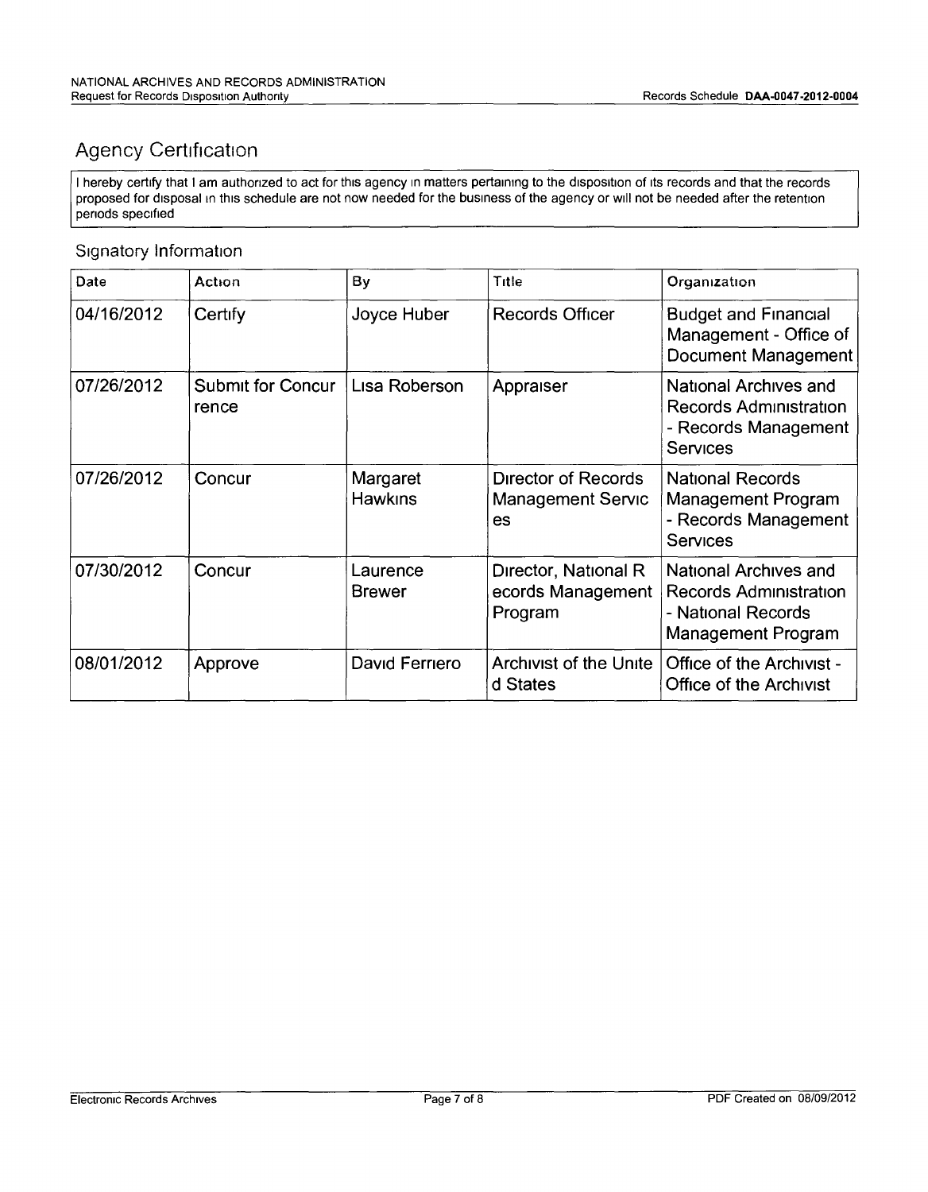## Agency Certification

I hereby certify that I am authorized to act for this agency in matters pertaining to the disposition of its records and that the records proposed for disposal in this schedule are not now needed for the business of the agency or will not be needed after the retention periods specified

### Signatory Information

| Date | Action | By | Title | Organization |
| --- | --- | --- | --- | --- |
| 04/16/2012 | Certify | Joyce Huber | Records Officer | Budget and Financial Management - Office of Document Management |
| 07/26/2012 | Submit for Concurrence | Lisa Roberson | Appraiser | National Archives and Records Administration - Records Management Services |
| 07/26/2012 | Concur | Margaret Hawkins | Director of Records Management Services | National Records Management Program - Records Management Services |
| 07/30/2012 | Concur | Laurence Brewer | Director, National Records Management Program | National Archives and Records Administration - National Records Management Program |
| 08/01/2012 | Approve | David Ferriero | Archivist of the United States | Office of the Archivist - Office of the Archivist |